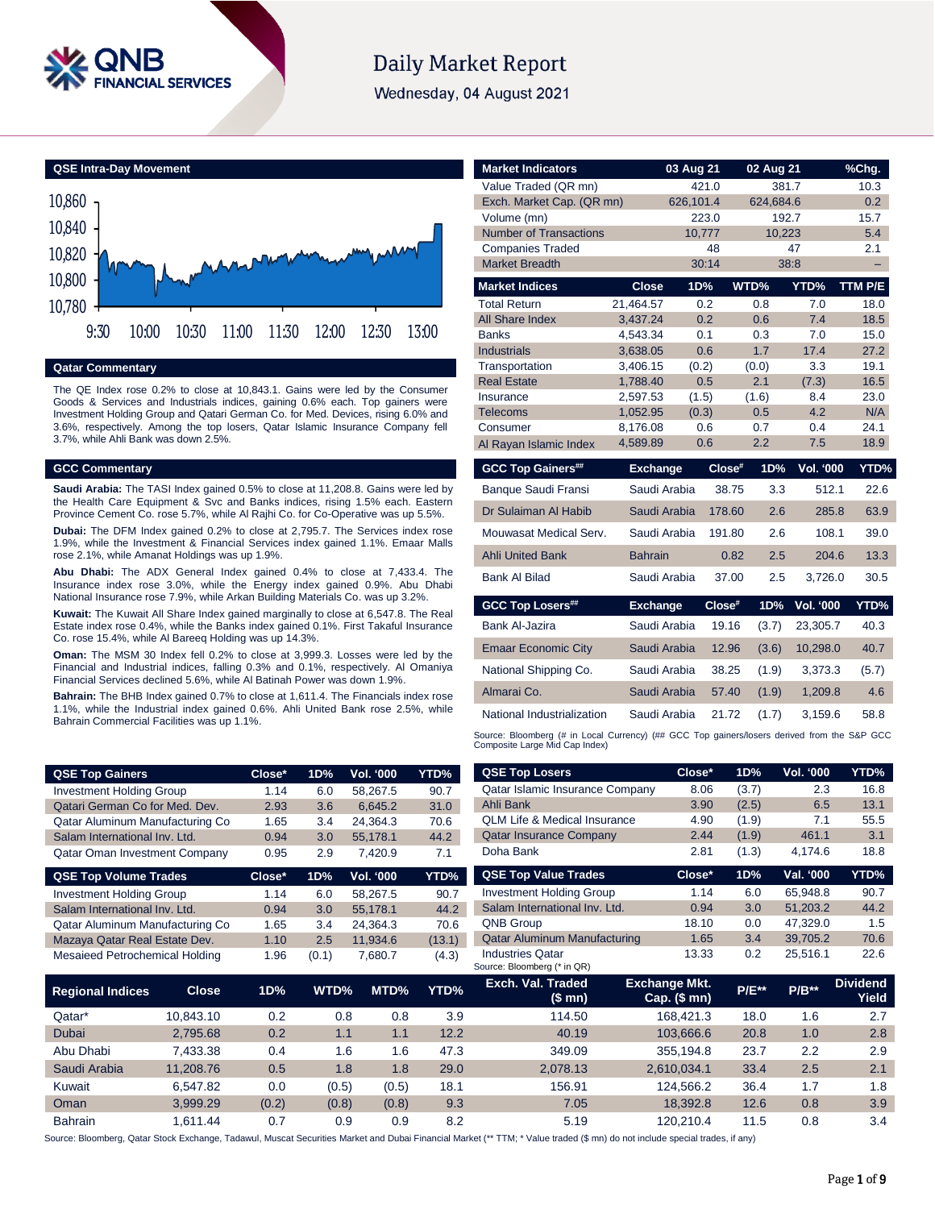# Daily Market Report

Wednesday, 04 August 2021

## QSE Intra-Day Movement

## Qatar Commentary

The QE Index rose 0.2% to close at 10,843.1. Gains were led by the Consumer Goods & Services and Industrials indices, gaining 0.6% each. Top gainers were Investment Holding Group and Qatari German Co. for Med. Devices, rising 6.0% and 3.6%, respectively. Among the top losers, Qatar Islamic Insurance Company fell 3.7%, while Ahli Bank was down 2.5%.

## GCC Commentary

**Saudi Arabia:** The TASI Index gained 0.5% to close at 11,208.8. Gains were led by the Health Care Equipment & Svc and Banks indices, rising 1.5% each. Eastern Province Cement Co. rose 5.7%, while Al Rajhi Co. for Co-Operative was up 5.5%.

**Dubai:** The DFM Index gained 0.2% to close at 2,795.7. The Services index rose 1.9%, while the Investment & Financial Services index gained 1.1%. Emaar Malls rose 2.1%, while Amanat Holdings was up 1.9%.

**Abu Dhabi:** The ADX General Index gained 0.4% to close at 7,433.4. The Insurance index rose 3.0%, while the Energy index gained 0.9%. Abu Dhabi National Insurance rose 7.9%, while Arkan Building Materials Co. was up 3.2%.

**Kuwait:** The Kuwait All Share Index gained marginally to close at 6,547.8. The Real Estate index rose 0.4%, while the Banks index gained 0.1%. First Takaful Insurance Co. rose 15.4%, while Al Bareeq Holding was up 14.3%.

**Oman:** The MSM 30 Index fell 0.2% to close at 3,999.3. Losses were led by the Financial and Industrial indices, falling 0.3% and 0.1%, respectively. Al Omaniya Financial Services declined 5.6%, while Al Batinah Power was down 1.9%.

**Bahrain:** The BHB Index gained 0.7% to close at 1,611.4. The Financials index rose 1.1%, while the Industrial index gained 0.6%. Ahli United Bank rose 2.5%, while Bahrain Commercial Facilities was up 1.1%.

| Market Indicators | 03 Aug 21 | 02 Aug 21 | %Chg. |
|---|---|---|---|
| Value Traded (QR mn) | 421.0 | 381.7 | 10.3 |
| Exch. Market Cap. (QR mn) | 626,101.4 | 624,684.6 | 0.2 |
| Volume (mn) | 223.0 | 192.7 | 15.7 |
| Number of Transactions | 10,777 | 10,223 | 5.4 |
| Companies Traded | 48 | 47 | 2.1 |
| Market Breadth | 30:14 | 38:8 | – |

| Market Indices | Close | 1D% | WTD% | YTD% | TTM P/E |
|---|---|---|---|---|---|
| Total Return | 21,464.57 | 0.2 | 0.8 | 7.0 | 18.0 |
| All Share Index | 3,437.24 | 0.2 | 0.6 | 7.4 | 18.5 |
| Banks | 4,543.34 | 0.1 | 0.3 | 7.0 | 15.0 |
| Industrials | 3,638.05 | 0.6 | 1.7 | 17.4 | 27.2 |
| Transportation | 3,406.15 | (0.2) | (0.0) | 3.3 | 19.1 |
| Real Estate | 1,788.40 | 0.5 | 2.1 | (7.3) | 16.5 |
| Insurance | 2,597.53 | (1.5) | (1.6) | 8.4 | 23.0 |
| Telecoms | 1,052.95 | (0.3) | 0.5 | 4.2 | N/A |
| Consumer | 8,176.08 | 0.6 | 0.7 | 0.4 | 24.1 |
| Al Rayan Islamic Index | 4,589.89 | 0.6 | 2.2 | 7.5 | 18.9 |

| GCC Top Gainers## | Exchange | Close# | 1D% | Vol. '000 | YTD% |
|---|---|---|---|---|---|
| Banque Saudi Fransi | Saudi Arabia | 38.75 | 3.3 | 512.1 | 22.6 |
| Dr Sulaiman Al Habib | Saudi Arabia | 178.60 | 2.6 | 285.8 | 63.9 |
| Mouwasat Medical Serv. | Saudi Arabia | 191.80 | 2.6 | 108.1 | 39.0 |
| Ahli United Bank | Bahrain | 0.82 | 2.5 | 204.6 | 13.3 |
| Bank Al Bilad | Saudi Arabia | 37.00 | 2.5 | 3,726.0 | 30.5 |

| GCC Top Losers## | Exchange | Close# | 1D% | Vol. '000 | YTD% |
|---|---|---|---|---|---|
| Bank Al-Jazira | Saudi Arabia | 19.16 | (3.7) | 23,305.7 | 40.3 |
| Emaar Economic City | Saudi Arabia | 12.96 | (3.6) | 10,298.0 | 40.7 |
| National Shipping Co. | Saudi Arabia | 38.25 | (1.9) | 3,373.3 | (5.7) |
| Almarai Co. | Saudi Arabia | 57.40 | (1.9) | 1,209.8 | 4.6 |
| National Industrialization | Saudi Arabia | 21.72 | (1.7) | 3,159.6 | 58.8 |

Source: Bloomberg (# in Local Currency) (## GCC Top gainers/losers derived from the S&P GCC Composite Large Mid Cap Index)

| QSE Top Gainers | Close* | 1D% | Vol. '000 | YTD% |
|---|---|---|---|---|
| Investment Holding Group | 1.14 | 6.0 | 58,267.5 | 90.7 |
| Qatari German Co for Med. Dev. | 2.93 | 3.6 | 6,645.2 | 31.0 |
| Qatar Aluminum Manufacturing Co | 1.65 | 3.4 | 24,364.3 | 70.6 |
| Salam International Inv. Ltd. | 0.94 | 3.0 | 55,178.1 | 44.2 |
| Qatar Oman Investment Company | 0.95 | 2.9 | 7,420.9 | 7.1 |

| QSE Top Volume Trades | Close* | 1D% | Vol. '000 | YTD% |
|---|---|---|---|---|
| Investment Holding Group | 1.14 | 6.0 | 58,267.5 | 90.7 |
| Salam International Inv. Ltd. | 0.94 | 3.0 | 55,178.1 | 44.2 |
| Qatar Aluminum Manufacturing Co | 1.65 | 3.4 | 24,364.3 | 70.6 |
| Mazaya Qatar Real Estate Dev. | 1.10 | 2.5 | 11,934.6 | (13.1) |
| Mesaieed Petrochemical Holding | 1.96 | (0.1) | 7,680.7 | (4.3) |

| QSE Top Losers | Close* | 1D% | Vol. '000 | YTD% |
|---|---|---|---|---|
| Qatar Islamic Insurance Company | 8.06 | (3.7) | 2.3 | 16.8 |
| Ahli Bank | 3.90 | (2.5) | 6.5 | 13.1 |
| QLM Life & Medical Insurance | 4.90 | (1.9) | 7.1 | 55.5 |
| Qatar Insurance Company | 2.44 | (1.9) | 461.1 | 3.1 |
| Doha Bank | 2.81 | (1.3) | 4,174.6 | 18.8 |

| QSE Top Value Trades | Close* | 1D% | Val. '000 | YTD% |
|---|---|---|---|---|
| Investment Holding Group | 1.14 | 6.0 | 65,948.8 | 90.7 |
| Salam International Inv. Ltd. | 0.94 | 3.0 | 51,203.2 | 44.2 |
| QNB Group | 18.10 | 0.0 | 47,329.0 | 1.5 |
| Qatar Aluminum Manufacturing | 1.65 | 3.4 | 39,705.2 | 70.6 |
| Industries Qatar | 13.33 | 0.2 | 25,516.1 | 22.6 |

Source: Bloomberg (* in QR)

| Regional Indices | Close | 1D% | WTD% | MTD% | YTD% | Exch. Val. Traded ($ mn) | Exchange Mkt. Cap. ($ mn) | P/E** | P/B** | Dividend Yield |
|---|---|---|---|---|---|---|---|---|---|---|
| Qatar* | 10,843.10 | 0.2 | 0.8 | 0.8 | 3.9 | 114.50 | 168,421.3 | 18.0 | 1.6 | 2.7 |
| Dubai | 2,795.68 | 0.2 | 1.1 | 1.1 | 12.2 | 40.19 | 103,666.6 | 20.8 | 1.0 | 2.8 |
| Abu Dhabi | 7,433.38 | 0.4 | 1.6 | 1.6 | 47.3 | 349.09 | 355,194.8 | 23.7 | 2.2 | 2.9 |
| Saudi Arabia | 11,208.76 | 0.5 | 1.8 | 1.8 | 29.0 | 2,078.13 | 2,610,034.1 | 33.4 | 2.5 | 2.1 |
| Kuwait | 6,547.82 | 0.0 | (0.5) | (0.5) | 18.1 | 156.91 | 124,566.2 | 36.4 | 1.7 | 1.8 |
| Oman | 3,999.29 | (0.2) | (0.8) | (0.8) | 9.3 | 7.05 | 18,392.8 | 12.6 | 0.8 | 3.9 |
| Bahrain | 1,611.44 | 0.7 | 0.9 | 0.9 | 8.2 | 5.19 | 120,210.4 | 11.5 | 0.8 | 3.4 |

Source: Bloomberg, Qatar Stock Exchange, Tadawul, Muscat Securities Market and Dubai Financial Market (** TTM; * Value traded ($ mn) do not include special trades, if any)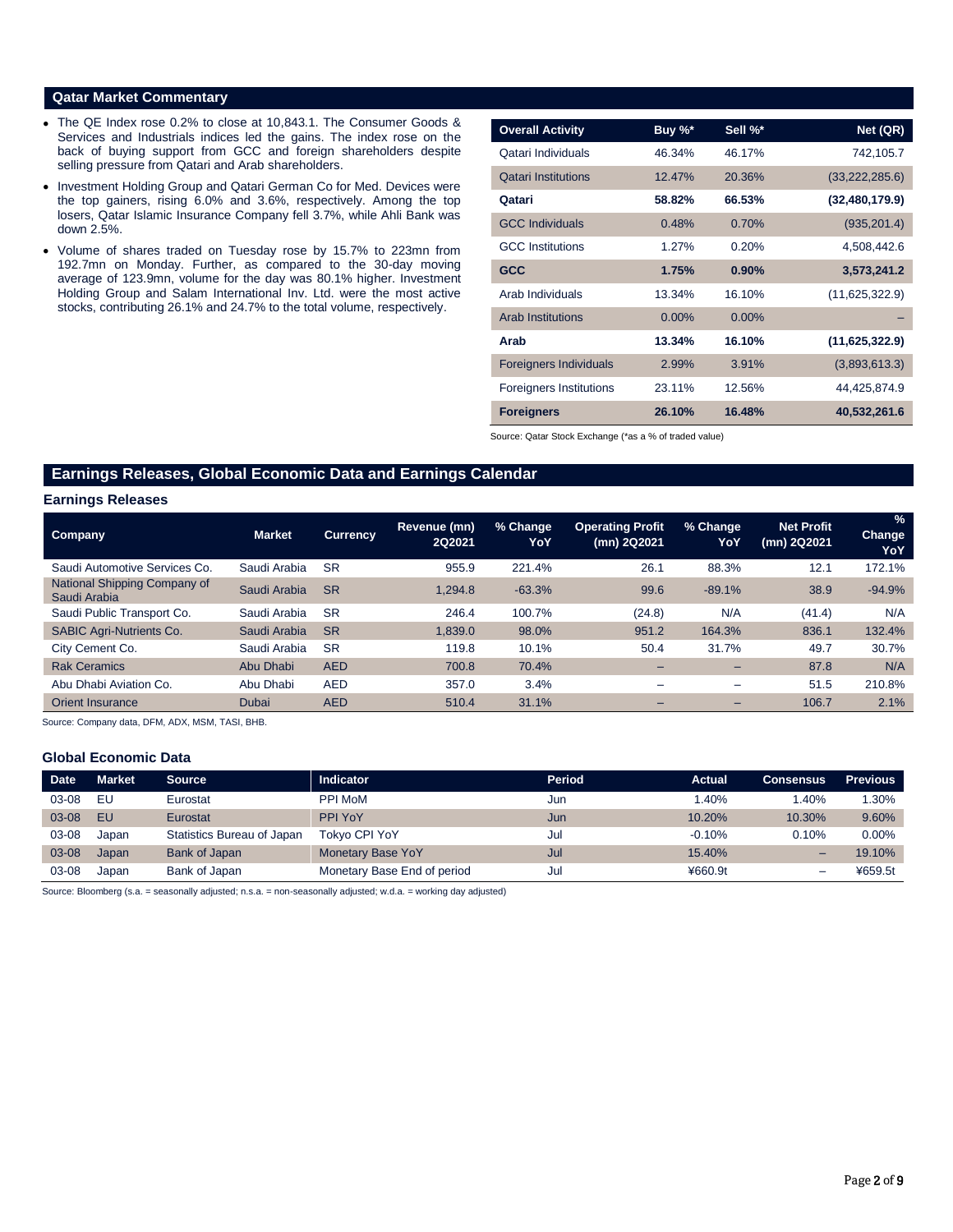## Qatar Market Commentary

- The QE Index rose 0.2% to close at 10,843.1. The Consumer Goods & Services and Industrials indices led the gains. The index rose on the back of buying support from GCC and foreign shareholders despite selling pressure from Qatari and Arab shareholders.
- Investment Holding Group and Qatari German Co for Med. Devices were the top gainers, rising 6.0% and 3.6%, respectively. Among the top losers, Qatar Islamic Insurance Company fell 3.7%, while Ahli Bank was down 2.5%.
- Volume of shares traded on Tuesday rose by 15.7% to 223mn from 192.7mn on Monday. Further, as compared to the 30-day moving average of 123.9mn, volume for the day was 80.1% higher. Investment Holding Group and Salam International Inv. Ltd. were the most active stocks, contributing 26.1% and 24.7% to the total volume, respectively.

| Overall Activity | Buy %* | Sell %* | Net (QR) |
|---|---|---|---|
| Qatari Individuals | 46.34% | 46.17% | 742,105.7 |
| Qatari Institutions | 12.47% | 20.36% | (33,222,285.6) |
| **Qatari** | **58.82%** | **66.53%** | **(32,480,179.9)** |
| GCC Individuals | 0.48% | 0.70% | (935,201.4) |
| GCC Institutions | 1.27% | 0.20% | 4,508,442.6 |
| **GCC** | **1.75%** | **0.90%** | **3,573,241.2** |
| Arab Individuals | 13.34% | 16.10% | (11,625,322.9) |
| Arab Institutions | 0.00% | 0.00% | – |
| **Arab** | **13.34%** | **16.10%** | **(11,625,322.9)** |
| Foreigners Individuals | 2.99% | 3.91% | (3,893,613.3) |
| Foreigners Institutions | 23.11% | 12.56% | 44,425,874.9 |
| **Foreigners** | **26.10%** | **16.48%** | **40,532,261.6** |

Source: Qatar Stock Exchange (*as a % of traded value)

## Earnings Releases, Global Economic Data and Earnings Calendar

### Earnings Releases

| Company | Market | Currency | Revenue (mn) 2Q2021 | % Change YoY | Operating Profit (mn) 2Q2021 | % Change YoY | Net Profit (mn) 2Q2021 | % Change YoY |
|---|---|---|---|---|---|---|---|---|
| Saudi Automotive Services Co. | Saudi Arabia | SR | 955.9 | 221.4% | 26.1 | 88.3% | 12.1 | 172.1% |
| National Shipping Company of Saudi Arabia | Saudi Arabia | SR | 1,294.8 | -63.3% | 99.6 | -89.1% | 38.9 | -94.9% |
| Saudi Public Transport Co. | Saudi Arabia | SR | 246.4 | 100.7% | (24.8) | N/A | (41.4) | N/A |
| SABIC Agri-Nutrients Co. | Saudi Arabia | SR | 1,839.0 | 98.0% | 951.2 | 164.3% | 836.1 | 132.4% |
| City Cement Co. | Saudi Arabia | SR | 119.8 | 10.1% | 50.4 | 31.7% | 49.7 | 30.7% |
| Rak Ceramics | Abu Dhabi | AED | 700.8 | 70.4% | – | – | 87.8 | N/A |
| Abu Dhabi Aviation Co. | Abu Dhabi | AED | 357.0 | 3.4% | – | – | 51.5 | 210.8% |
| Orient Insurance | Dubai | AED | 510.4 | 31.1% | – | – | 106.7 | 2.1% |

Source: Company data, DFM, ADX, MSM, TASI, BHB.

### Global Economic Data

| Date | Market | Source | Indicator | Period | Actual | Consensus | Previous |
|---|---|---|---|---|---|---|---|
| 03-08 | EU | Eurostat | PPI MoM | Jun | 1.40% | 1.40% | 1.30% |
| 03-08 | EU | Eurostat | PPI YoY | Jun | 10.20% | 10.30% | 9.60% |
| 03-08 | Japan | Statistics Bureau of Japan | Tokyo CPI YoY | Jul | -0.10% | 0.10% | 0.00% |
| 03-08 | Japan | Bank of Japan | Monetary Base YoY | Jul | 15.40% | – | 19.10% |
| 03-08 | Japan | Bank of Japan | Monetary Base End of period | Jul | ¥660.9t | – | ¥659.5t |

Source: Bloomberg (s.a. = seasonally adjusted; n.s.a. = non-seasonally adjusted; w.d.a. = working day adjusted)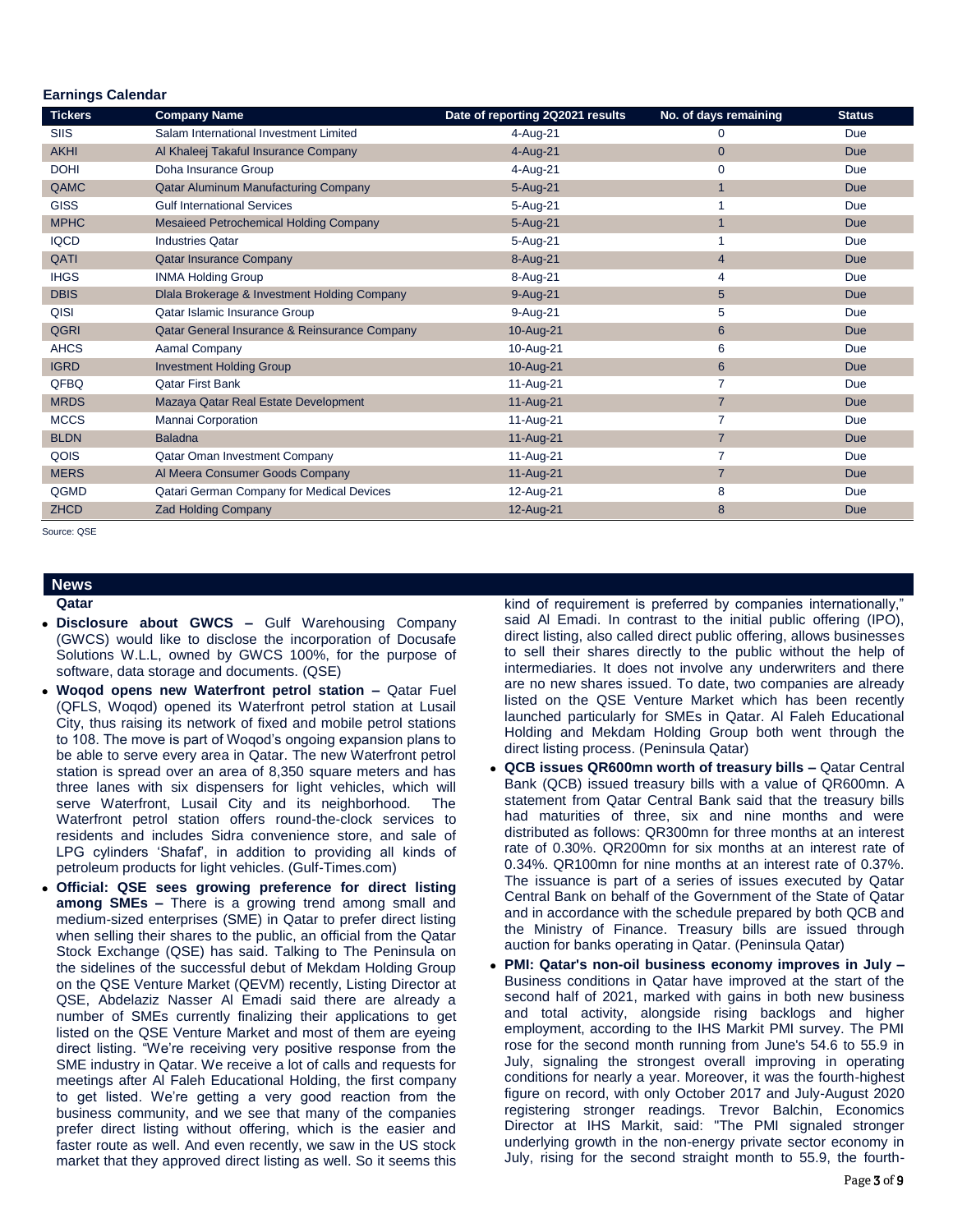## Earnings Calendar

| Tickers | Company Name | Date of reporting 2Q2021 results | No. of days remaining | Status |
|---|---|---|---|---|
| SIIS | Salam International Investment Limited | 4-Aug-21 | 0 | Due |
| AKHI | Al Khaleej Takaful Insurance Company | 4-Aug-21 | 0 | Due |
| DOHI | Doha Insurance Group | 4-Aug-21 | 0 | Due |
| QAMC | Qatar Aluminum Manufacturing Company | 5-Aug-21 | 1 | Due |
| GISS | Gulf International Services | 5-Aug-21 | 1 | Due |
| MPHC | Mesaieed Petrochemical Holding Company | 5-Aug-21 | 1 | Due |
| IQCD | Industries Qatar | 5-Aug-21 | 1 | Due |
| QATI | Qatar Insurance Company | 8-Aug-21 | 4 | Due |
| IHGS | INMA Holding Group | 8-Aug-21 | 4 | Due |
| DBIS | Dlala Brokerage & Investment Holding Company | 9-Aug-21 | 5 | Due |
| QISI | Qatar Islamic Insurance Group | 9-Aug-21 | 5 | Due |
| QGRI | Qatar General Insurance & Reinsurance Company | 10-Aug-21 | 6 | Due |
| AHCS | Aamal Company | 10-Aug-21 | 6 | Due |
| IGRD | Investment Holding Group | 10-Aug-21 | 6 | Due |
| QFBQ | Qatar First Bank | 11-Aug-21 | 7 | Due |
| MRDS | Mazaya Qatar Real Estate Development | 11-Aug-21 | 7 | Due |
| MCCS | Mannai Corporation | 11-Aug-21 | 7 | Due |
| BLDN | Baladna | 11-Aug-21 | 7 | Due |
| QOIS | Qatar Oman Investment Company | 11-Aug-21 | 7 | Due |
| MERS | Al Meera Consumer Goods Company | 11-Aug-21 | 7 | Due |
| QGMD | Qatari German Company for Medical Devices | 12-Aug-21 | 8 | Due |
| ZHCD | Zad Holding Company | 12-Aug-21 | 8 | Due |

Source: QSE

## News

### Qatar

- **Disclosure about GWCS –** Gulf Warehousing Company (GWCS) would like to disclose the incorporation of Docusafe Solutions W.L.L, owned by GWCS 100%, for the purpose of software, data storage and documents. (QSE)
- **Woqod opens new Waterfront petrol station –** Qatar Fuel (QFLS, Woqod) opened its Waterfront petrol station at Lusail City, thus raising its network of fixed and mobile petrol stations to 108. The move is part of Woqod's ongoing expansion plans to be able to serve every area in Qatar. The new Waterfront petrol station is spread over an area of 8,350 square meters and has three lanes with six dispensers for light vehicles, which will serve Waterfront, Lusail City and its neighborhood. The Waterfront petrol station offers round-the-clock services to residents and includes Sidra convenience store, and sale of LPG cylinders 'Shafaf', in addition to providing all kinds of petroleum products for light vehicles. (Gulf-Times.com)
- **Official: QSE sees growing preference for direct listing among SMEs –** There is a growing trend among small and medium-sized enterprises (SME) in Qatar to prefer direct listing when selling their shares to the public, an official from the Qatar Stock Exchange (QSE) has said. Talking to The Peninsula on the sidelines of the successful debut of Mekdam Holding Group on the QSE Venture Market (QEVM) recently, Listing Director at QSE, Abdelaziz Nasser Al Emadi said there are already a number of SMEs currently finalizing their applications to get listed on the QSE Venture Market and most of them are eyeing direct listing. "We're receiving very positive response from the SME industry in Qatar. We receive a lot of calls and requests for meetings after Al Faleh Educational Holding, the first company to get listed. We're getting a very good reaction from the business community, and we see that many of the companies prefer direct listing without offering, which is the easier and faster route as well. And even recently, we saw in the US stock market that they approved direct listing as well. So it seems this kind of requirement is preferred by companies internationally," said Al Emadi. In contrast to the initial public offering (IPO), direct listing, also called direct public offering, allows businesses to sell their shares directly to the public without the help of intermediaries. It does not involve any underwriters and there are no new shares issued. To date, two companies are already listed on the QSE Venture Market which has been recently launched particularly for SMEs in Qatar. Al Faleh Educational Holding and Mekdam Holding Group both went through the direct listing process. (Peninsula Qatar)
- **QCB issues QR600mn worth of treasury bills –** Qatar Central Bank (QCB) issued treasury bills with a value of QR600mn. A statement from Qatar Central Bank said that the treasury bills had maturities of three, six and nine months and were distributed as follows: QR300mn for three months at an interest rate of 0.30%. QR200mn for six months at an interest rate of 0.34%. QR100mn for nine months at an interest rate of 0.37%. The issuance is part of a series of issues executed by Qatar Central Bank on behalf of the Government of the State of Qatar and in accordance with the schedule prepared by both QCB and the Ministry of Finance. Treasury bills are issued through auction for banks operating in Qatar. (Peninsula Qatar)
- **PMI: Qatar's non-oil business economy improves in July –** Business conditions in Qatar have improved at the start of the second half of 2021, marked with gains in both new business and total activity, alongside rising backlogs and higher employment, according to the IHS Markit PMI survey. The PMI rose for the second month running from June's 54.6 to 55.9 in July, signaling the strongest overall improving in operating conditions for nearly a year. Moreover, it was the fourth-highest figure on record, with only October 2017 and July-August 2020 registering stronger readings. Trevor Balchin, Economics Director at IHS Markit, said: "The PMI signaled stronger underlying growth in the non-energy private sector economy in July, rising for the second straight month to 55.9, the fourth-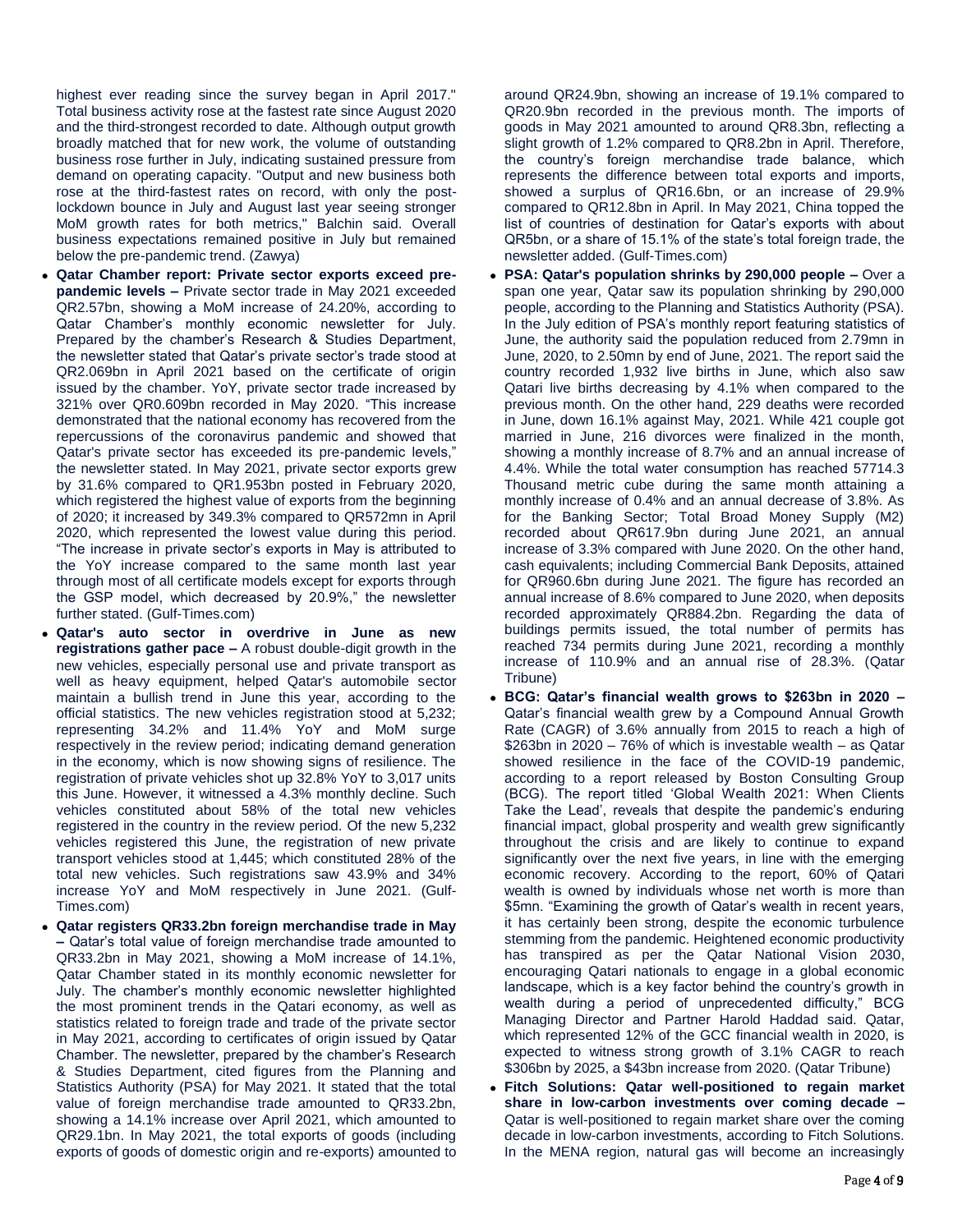highest ever reading since the survey began in April 2017." Total business activity rose at the fastest rate since August 2020 and the third-strongest recorded to date. Although output growth broadly matched that for new work, the volume of outstanding business rose further in July, indicating sustained pressure from demand on operating capacity. "Output and new business both rose at the third-fastest rates on record, with only the post-lockdown bounce in July and August last year seeing stronger MoM growth rates for both metrics," Balchin said. Overall business expectations remained positive in July but remained below the pre-pandemic trend. (Zawya)

- **Qatar Chamber report: Private sector exports exceed pre-pandemic levels –** Private sector trade in May 2021 exceeded QR2.57bn, showing a MoM increase of 24.20%, according to Qatar Chamber's monthly economic newsletter for July. Prepared by the chamber's Research & Studies Department, the newsletter stated that Qatar's private sector's trade stood at QR2.069bn in April 2021 based on the certificate of origin issued by the chamber. YoY, private sector trade increased by 321% over QR0.609bn recorded in May 2020. "This increase demonstrated that the national economy has recovered from the repercussions of the coronavirus pandemic and showed that Qatar's private sector has exceeded its pre-pandemic levels," the newsletter stated. In May 2021, private sector exports grew by 31.6% compared to QR1.953bn posted in February 2020, which registered the highest value of exports from the beginning of 2020; it increased by 349.3% compared to QR572mn in April 2020, which represented the lowest value during this period. "The increase in private sector's exports in May is attributed to the YoY increase compared to the same month last year through most of all certificate models except for exports through the GSP model, which decreased by 20.9%," the newsletter further stated. (Gulf-Times.com)
- **Qatar's auto sector in overdrive in June as new registrations gather pace –** A robust double-digit growth in the new vehicles, especially personal use and private transport as well as heavy equipment, helped Qatar's automobile sector maintain a bullish trend in June this year, according to the official statistics. The new vehicles registration stood at 5,232; representing 34.2% and 11.4% YoY and MoM surge respectively in the review period; indicating demand generation in the economy, which is now showing signs of resilience. The registration of private vehicles shot up 32.8% YoY to 3,017 units this June. However, it witnessed a 4.3% monthly decline. Such vehicles constituted about 58% of the total new vehicles registered in the country in the review period. Of the new 5,232 vehicles registered this June, the registration of new private transport vehicles stood at 1,445; which constituted 28% of the total new vehicles. Such registrations saw 43.9% and 34% increase YoY and MoM respectively in June 2021. (Gulf-Times.com)
- **Qatar registers QR33.2bn foreign merchandise trade in May –** Qatar's total value of foreign merchandise trade amounted to QR33.2bn in May 2021, showing a MoM increase of 14.1%, Qatar Chamber stated in its monthly economic newsletter for July. The chamber's monthly economic newsletter highlighted the most prominent trends in the Qatari economy, as well as statistics related to foreign trade and trade of the private sector in May 2021, according to certificates of origin issued by Qatar Chamber. The newsletter, prepared by the chamber's Research & Studies Department, cited figures from the Planning and Statistics Authority (PSA) for May 2021. It stated that the total value of foreign merchandise trade amounted to QR33.2bn, showing a 14.1% increase over April 2021, which amounted to QR29.1bn. In May 2021, the total exports of goods (including exports of goods of domestic origin and re-exports) amounted to around QR24.9bn, showing an increase of 19.1% compared to QR20.9bn recorded in the previous month. The imports of goods in May 2021 amounted to around QR8.3bn, reflecting a slight growth of 1.2% compared to QR8.2bn in April. Therefore, the country's foreign merchandise trade balance, which represents the difference between total exports and imports, showed a surplus of QR16.6bn, or an increase of 29.9% compared to QR12.8bn in April. In May 2021, China topped the list of countries of destination for Qatar's exports with about QR5bn, or a share of 15.1% of the state's total foreign trade, the newsletter added. (Gulf-Times.com)
- **PSA: Qatar's population shrinks by 290,000 people –** Over a span one year, Qatar saw its population shrinking by 290,000 people, according to the Planning and Statistics Authority (PSA). In the July edition of PSA's monthly report featuring statistics of June, the authority said the population reduced from 2.79mn in June, 2020, to 2.50mn by end of June, 2021. The report said the country recorded 1,932 live births in June, which also saw Qatari live births decreasing by 4.1% when compared to the previous month. On the other hand, 229 deaths were recorded in June, down 16.1% against May, 2021. While 421 couple got married in June, 216 divorces were finalized in the month, showing a monthly increase of 8.7% and an annual increase of 4.4%. While the total water consumption has reached 57714.3 Thousand metric cube during the same month attaining a monthly increase of 0.4% and an annual decrease of 3.8%. As for the Banking Sector; Total Broad Money Supply (M2) recorded about QR617.9bn during June 2021, an annual increase of 3.3% compared with June 2020. On the other hand, cash equivalents; including Commercial Bank Deposits, attained for QR960.6bn during June 2021. The figure has recorded an annual increase of 8.6% compared to June 2020, when deposits recorded approximately QR884.2bn. Regarding the data of buildings permits issued, the total number of permits has reached 734 permits during June 2021, recording a monthly increase of 110.9% and an annual rise of 28.3%. (Qatar Tribune)
- **BCG: Qatar's financial wealth grows to $263bn in 2020 –** Qatar's financial wealth grew by a Compound Annual Growth Rate (CAGR) of 3.6% annually from 2015 to reach a high of $263bn in 2020 – 76% of which is investable wealth – as Qatar showed resilience in the face of the COVID-19 pandemic, according to a report released by Boston Consulting Group (BCG). The report titled 'Global Wealth 2021: When Clients Take the Lead', reveals that despite the pandemic's enduring financial impact, global prosperity and wealth grew significantly throughout the crisis and are likely to continue to expand significantly over the next five years, in line with the emerging economic recovery. According to the report, 60% of Qatari wealth is owned by individuals whose net worth is more than $5mn. "Examining the growth of Qatar's wealth in recent years, it has certainly been strong, despite the economic turbulence stemming from the pandemic. Heightened economic productivity has transpired as per the Qatar National Vision 2030, encouraging Qatari nationals to engage in a global economic landscape, which is a key factor behind the country's growth in wealth during a period of unprecedented difficulty," BCG Managing Director and Partner Harold Haddad said. Qatar, which represented 12% of the GCC financial wealth in 2020, is expected to witness strong growth of 3.1% CAGR to reach $306bn by 2025, a $43bn increase from 2020. (Qatar Tribune)
- **Fitch Solutions: Qatar well-positioned to regain market share in low-carbon investments over coming decade –** Qatar is well-positioned to regain market share over the coming decade in low-carbon investments, according to Fitch Solutions. In the MENA region, natural gas will become an increasingly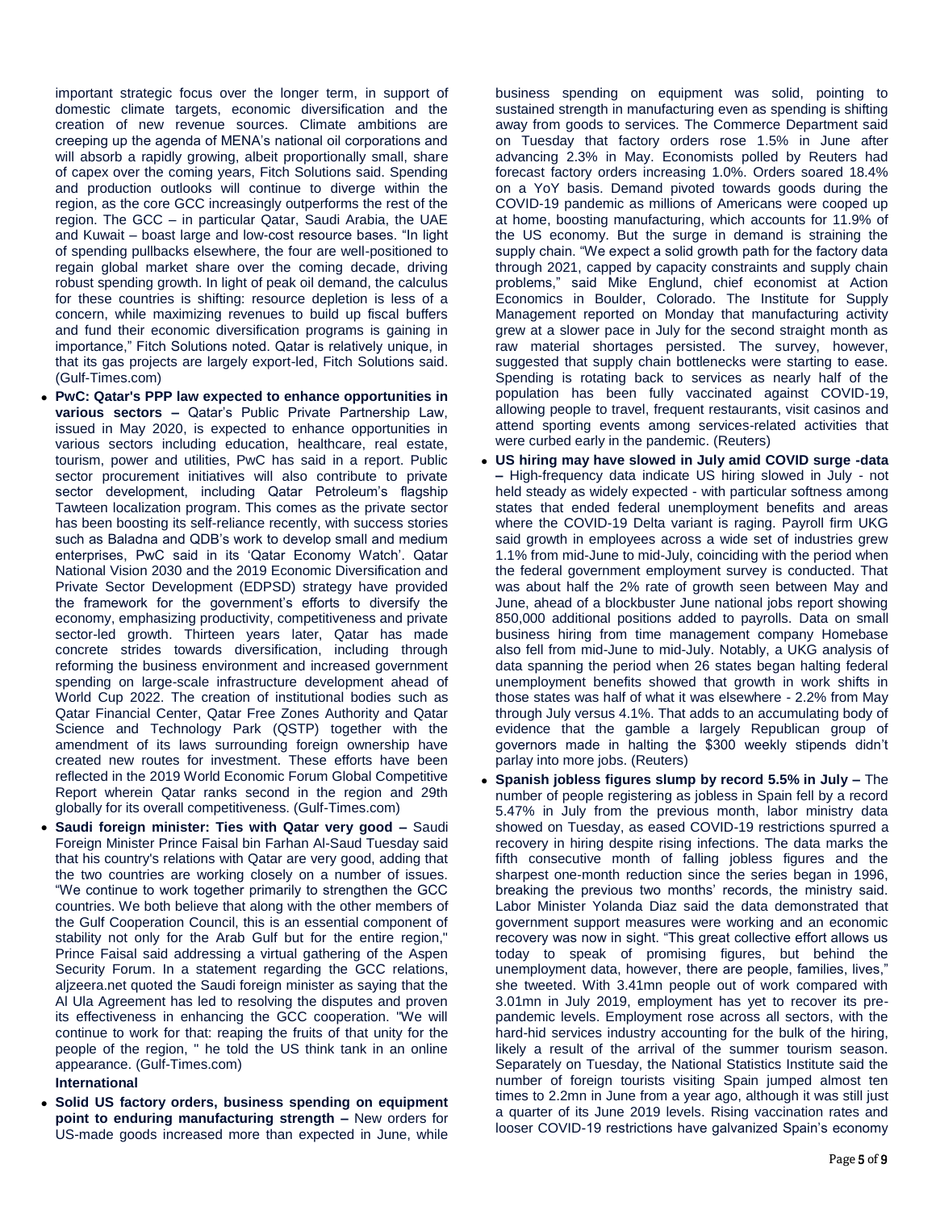important strategic focus over the longer term, in support of domestic climate targets, economic diversification and the creation of new revenue sources. Climate ambitions are creeping up the agenda of MENA's national oil corporations and will absorb a rapidly growing, albeit proportionally small, share of capex over the coming years, Fitch Solutions said. Spending and production outlooks will continue to diverge within the region, as the core GCC increasingly outperforms the rest of the region. The GCC – in particular Qatar, Saudi Arabia, the UAE and Kuwait – boast large and low-cost resource bases. "In light of spending pullbacks elsewhere, the four are well-positioned to regain global market share over the coming decade, driving robust spending growth. In light of peak oil demand, the calculus for these countries is shifting: resource depletion is less of a concern, while maximizing revenues to build up fiscal buffers and fund their economic diversification programs is gaining in importance," Fitch Solutions noted. Qatar is relatively unique, in that its gas projects are largely export-led, Fitch Solutions said. (Gulf-Times.com)

- **PwC: Qatar's PPP law expected to enhance opportunities in various sectors –** Qatar's Public Private Partnership Law, issued in May 2020, is expected to enhance opportunities in various sectors including education, healthcare, real estate, tourism, power and utilities, PwC has said in a report. Public sector procurement initiatives will also contribute to private sector development, including Qatar Petroleum's flagship Tawteen localization program. This comes as the private sector has been boosting its self-reliance recently, with success stories such as Baladna and QDB's work to develop small and medium enterprises, PwC said in its 'Qatar Economy Watch'. Qatar National Vision 2030 and the 2019 Economic Diversification and Private Sector Development (EDPSD) strategy have provided the framework for the government's efforts to diversify the economy, emphasizing productivity, competitiveness and private sector-led growth. Thirteen years later, Qatar has made concrete strides towards diversification, including through reforming the business environment and increased government spending on large-scale infrastructure development ahead of World Cup 2022. The creation of institutional bodies such as Qatar Financial Center, Qatar Free Zones Authority and Qatar Science and Technology Park (QSTP) together with the amendment of its laws surrounding foreign ownership have created new routes for investment. These efforts have been reflected in the 2019 World Economic Forum Global Competitive Report wherein Qatar ranks second in the region and 29th globally for its overall competitiveness. (Gulf-Times.com)
- **Saudi foreign minister: Ties with Qatar very good –** Saudi Foreign Minister Prince Faisal bin Farhan Al-Saud Tuesday said that his country's relations with Qatar are very good, adding that the two countries are working closely on a number of issues. "We continue to work together primarily to strengthen the GCC countries. We both believe that along with the other members of the Gulf Cooperation Council, this is an essential component of stability not only for the Arab Gulf but for the entire region," Prince Faisal said addressing a virtual gathering of the Aspen Security Forum. In a statement regarding the GCC relations, aljzeera.net quoted the Saudi foreign minister as saying that the Al Ula Agreement has led to resolving the disputes and proven its effectiveness in enhancing the GCC cooperation. "We will continue to work for that: reaping the fruits of that unity for the people of the region, " he told the US think tank in an online appearance. (Gulf-Times.com)

**International**

- **Solid US factory orders, business spending on equipment point to enduring manufacturing strength –** New orders for US-made goods increased more than expected in June, while business spending on equipment was solid, pointing to sustained strength in manufacturing even as spending is shifting away from goods to services. The Commerce Department said on Tuesday that factory orders rose 1.5% in June after advancing 2.3% in May. Economists polled by Reuters had forecast factory orders increasing 1.0%. Orders soared 18.4% on a YoY basis. Demand pivoted towards goods during the COVID-19 pandemic as millions of Americans were cooped up at home, boosting manufacturing, which accounts for 11.9% of the US economy. But the surge in demand is straining the supply chain. "We expect a solid growth path for the factory data through 2021, capped by capacity constraints and supply chain problems," said Mike Englund, chief economist at Action Economics in Boulder, Colorado. The Institute for Supply Management reported on Monday that manufacturing activity grew at a slower pace in July for the second straight month as raw material shortages persisted. The survey, however, suggested that supply chain bottlenecks were starting to ease. Spending is rotating back to services as nearly half of the population has been fully vaccinated against COVID-19, allowing people to travel, frequent restaurants, visit casinos and attend sporting events among services-related activities that were curbed early in the pandemic. (Reuters)
- **US hiring may have slowed in July amid COVID surge -data –** High-frequency data indicate US hiring slowed in July - not held steady as widely expected - with particular softness among states that ended federal unemployment benefits and areas where the COVID-19 Delta variant is raging. Payroll firm UKG said growth in employees across a wide set of industries grew 1.1% from mid-June to mid-July, coinciding with the period when the federal government employment survey is conducted. That was about half the 2% rate of growth seen between May and June, ahead of a blockbuster June national jobs report showing 850,000 additional positions added to payrolls. Data on small business hiring from time management company Homebase also fell from mid-June to mid-July. Notably, a UKG analysis of data spanning the period when 26 states began halting federal unemployment benefits showed that growth in work shifts in those states was half of what it was elsewhere - 2.2% from May through July versus 4.1%. That adds to an accumulating body of evidence that the gamble a largely Republican group of governors made in halting the $300 weekly stipends didn't parlay into more jobs. (Reuters)
- **Spanish jobless figures slump by record 5.5% in July –** The number of people registering as jobless in Spain fell by a record 5.47% in July from the previous month, labor ministry data showed on Tuesday, as eased COVID-19 restrictions spurred a recovery in hiring despite rising infections. The data marks the fifth consecutive month of falling jobless figures and the sharpest one-month reduction since the series began in 1996, breaking the previous two months' records, the ministry said. Labor Minister Yolanda Diaz said the data demonstrated that government support measures were working and an economic recovery was now in sight. "This great collective effort allows us today to speak of promising figures, but behind the unemployment data, however, there are people, families, lives," she tweeted. With 3.41mn people out of work compared with 3.01mn in July 2019, employment has yet to recover its pre-pandemic levels. Employment rose across all sectors, with the hard-hid services industry accounting for the bulk of the hiring, likely a result of the arrival of the summer tourism season. Separately on Tuesday, the National Statistics Institute said the number of foreign tourists visiting Spain jumped almost ten times to 2.2mn in June from a year ago, although it was still just a quarter of its June 2019 levels. Rising vaccination rates and looser COVID-19 restrictions have galvanized Spain's economy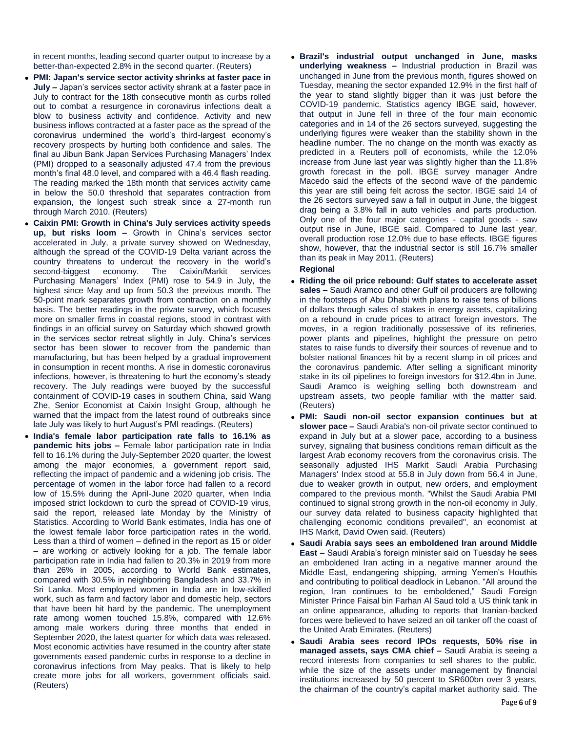in recent months, leading second quarter output to increase by a better-than-expected 2.8% in the second quarter. (Reuters)

- **PMI: Japan's service sector activity shrinks at faster pace in July –** Japan's services sector activity shrank at a faster pace in July to contract for the 18th consecutive month as curbs rolled out to combat a resurgence in coronavirus infections dealt a blow to business activity and confidence. Activity and new business inflows contracted at a faster pace as the spread of the coronavirus undermined the world's third-largest economy's recovery prospects by hurting both confidence and sales. The final au Jibun Bank Japan Services Purchasing Managers' Index (PMI) dropped to a seasonally adjusted 47.4 from the previous month's final 48.0 level, and compared with a 46.4 flash reading. The reading marked the 18th month that services activity came in below the 50.0 threshold that separates contraction from expansion, the longest such streak since a 27-month run through March 2010. (Reuters)
- **Caixin PMI: Growth in China's July services activity speeds up, but risks loom –** Growth in China's services sector accelerated in July, a private survey showed on Wednesday, although the spread of the COVID-19 Delta variant across the country threatens to undercut the recovery in the world's second-biggest economy. The Caixin/Markit services Purchasing Managers' Index (PMI) rose to 54.9 in July, the highest since May and up from 50.3 the previous month. The 50-point mark separates growth from contraction on a monthly basis. The better readings in the private survey, which focuses more on smaller firms in coastal regions, stood in contrast with findings in an official survey on Saturday which showed growth in the services sector retreat slightly in July. China's services sector has been slower to recover from the pandemic than manufacturing, but has been helped by a gradual improvement in consumption in recent months. A rise in domestic coronavirus infections, however, is threatening to hurt the economy's steady recovery. The July readings were buoyed by the successful containment of COVID-19 cases in southern China, said Wang Zhe, Senior Economist at Caixin Insight Group, although he warned that the impact from the latest round of outbreaks since late July was likely to hurt August's PMI readings. (Reuters)
- **India's female labor participation rate falls to 16.1% as pandemic hits jobs –** Female labor participation rate in India fell to 16.1% during the July-September 2020 quarter, the lowest among the major economies, a government report said, reflecting the impact of pandemic and a widening job crisis. The percentage of women in the labor force had fallen to a record low of 15.5% during the April-June 2020 quarter, when India imposed strict lockdown to curb the spread of COVID-19 virus, said the report, released late Monday by the Ministry of Statistics. According to World Bank estimates, India has one of the lowest female labor force participation rates in the world. Less than a third of women – defined in the report as 15 or older – are working or actively looking for a job. The female labor participation rate in India had fallen to 20.3% in 2019 from more than 26% in 2005, according to World Bank estimates, compared with 30.5% in neighboring Bangladesh and 33.7% in Sri Lanka. Most employed women in India are in low-skilled work, such as farm and factory labor and domestic help, sectors that have been hit hard by the pandemic. The unemployment rate among women touched 15.8%, compared with 12.6% among male workers during three months that ended in September 2020, the latest quarter for which data was released. Most economic activities have resumed in the country after state governments eased pandemic curbs in response to a decline in coronavirus infections from May peaks. That is likely to help create more jobs for all workers, government officials said. (Reuters)
- **Brazil's industrial output unchanged in June, masks underlying weakness –** Industrial production in Brazil was unchanged in June from the previous month, figures showed on Tuesday, meaning the sector expanded 12.9% in the first half of the year to stand slightly bigger than it was just before the COVID-19 pandemic. Statistics agency IBGE said, however, that output in June fell in three of the four main economic categories and in 14 of the 26 sectors surveyed, suggesting the underlying figures were weaker than the stability shown in the headline number. The no change on the month was exactly as predicted in a Reuters poll of economists, while the 12.0% increase from June last year was slightly higher than the 11.8% growth forecast in the poll. IBGE survey manager Andre Macedo said the effects of the second wave of the pandemic this year are still being felt across the sector. IBGE said 14 of the 26 sectors surveyed saw a fall in output in June, the biggest drag being a 3.8% fall in auto vehicles and parts production. Only one of the four major categories - capital goods - saw output rise in June, IBGE said. Compared to June last year, overall production rose 12.0% due to base effects. IBGE figures show, however, that the industrial sector is still 16.7% smaller than its peak in May 2011. (Reuters)

**Regional**

- **Riding the oil price rebound: Gulf states to accelerate asset sales –** Saudi Aramco and other Gulf oil producers are following in the footsteps of Abu Dhabi with plans to raise tens of billions of dollars through sales of stakes in energy assets, capitalizing on a rebound in crude prices to attract foreign investors. The moves, in a region traditionally possessive of its refineries, power plants and pipelines, highlight the pressure on petro states to raise funds to diversify their sources of revenue and to bolster national finances hit by a recent slump in oil prices and the coronavirus pandemic. After selling a significant minority stake in its oil pipelines to foreign investors for $12.4bn in June, Saudi Aramco is weighing selling both downstream and upstream assets, two people familiar with the matter said. (Reuters)
- **PMI: Saudi non-oil sector expansion continues but at slower pace –** Saudi Arabia's non-oil private sector continued to expand in July but at a slower pace, according to a business survey, signaling that business conditions remain difficult as the largest Arab economy recovers from the coronavirus crisis. The seasonally adjusted IHS Markit Saudi Arabia Purchasing Managers' Index stood at 55.8 in July down from 56.4 in June, due to weaker growth in output, new orders, and employment compared to the previous month. "Whilst the Saudi Arabia PMI continued to signal strong growth in the non-oil economy in July, our survey data related to business capacity highlighted that challenging economic conditions prevailed", an economist at IHS Markit, David Owen said. (Reuters)
- **Saudi Arabia says sees an emboldened Iran around Middle East –** Saudi Arabia's foreign minister said on Tuesday he sees an emboldened Iran acting in a negative manner around the Middle East, endangering shipping, arming Yemen's Houthis and contributing to political deadlock in Lebanon. "All around the region, Iran continues to be emboldened," Saudi Foreign Minister Prince Faisal bin Farhan Al Saud told a US think tank in an online appearance, alluding to reports that Iranian-backed forces were believed to have seized an oil tanker off the coast of the United Arab Emirates. (Reuters)
- **Saudi Arabia sees record IPOs requests, 50% rise in managed assets, says CMA chief –** Saudi Arabia is seeing a record interests from companies to sell shares to the public, while the size of the assets under management by financial institutions increased by 50 percent to SR600bn over 3 years, the chairman of the country's capital market authority said. The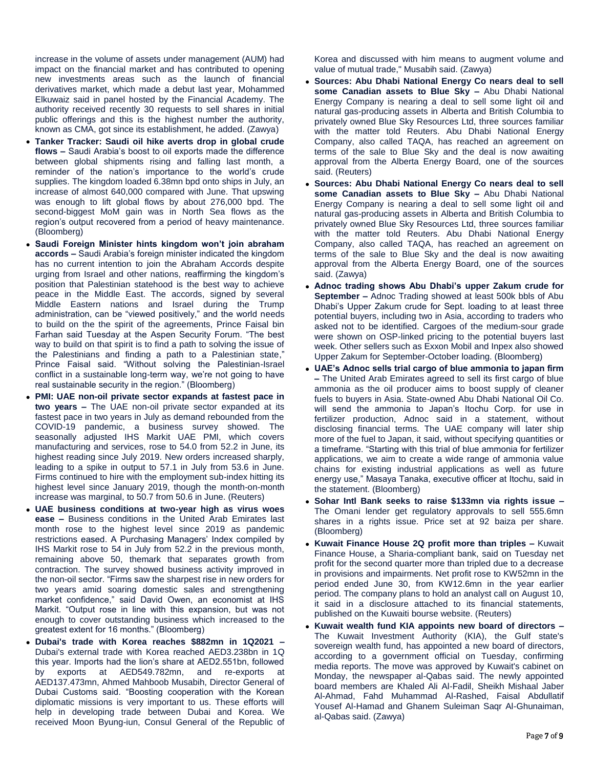increase in the volume of assets under management (AUM) had impact on the financial market and has contributed to opening new investments areas such as the launch of financial derivatives market, which made a debut last year, Mohammed Elkuwaiz said in panel hosted by the Financial Academy. The authority received recently 30 requests to sell shares in initial public offerings and this is the highest number the authority, known as CMA, got since its establishment, he added. (Zawya)

- **Tanker Tracker: Saudi oil hike averts drop in global crude flows –** Saudi Arabia's boost to oil exports made the difference between global shipments rising and falling last month, a reminder of the nation's importance to the world's crude supplies. The kingdom loaded 6.38mn bpd onto ships in July, an increase of almost 640,000 compared with June. That upswing was enough to lift global flows by about 276,000 bpd. The second-biggest MoM gain was in North Sea flows as the region's output recovered from a period of heavy maintenance. (Bloomberg)
- **Saudi Foreign Minister hints kingdom won't join abraham accords –** Saudi Arabia's foreign minister indicated the kingdom has no current intention to join the Abraham Accords despite urging from Israel and other nations, reaffirming the kingdom's position that Palestinian statehood is the best way to achieve peace in the Middle East. The accords, signed by several Middle Eastern nations and Israel during the Trump administration, can be "viewed positively," and the world needs to build on the the spirit of the agreements, Prince Faisal bin Farhan said Tuesday at the Aspen Security Forum. "The best way to build on that spirit is to find a path to solving the issue of the Palestinians and finding a path to a Palestinian state," Prince Faisal said. "Without solving the Palestinian-Israel conflict in a sustainable long-term way, we're not going to have real sustainable security in the region." (Bloomberg)
- **PMI: UAE non-oil private sector expands at fastest pace in two years –** The UAE non-oil private sector expanded at its fastest pace in two years in July as demand rebounded from the COVID-19 pandemic, a business survey showed. The seasonally adjusted IHS Markit UAE PMI, which covers manufacturing and services, rose to 54.0 from 52.2 in June, its highest reading since July 2019. New orders increased sharply, leading to a spike in output to 57.1 in July from 53.6 in June. Firms continued to hire with the employment sub-index hitting its highest level since January 2019, though the month-on-month increase was marginal, to 50.7 from 50.6 in June. (Reuters)
- **UAE business conditions at two-year high as virus woes ease –** Business conditions in the United Arab Emirates last month rose to the highest level since 2019 as pandemic restrictions eased. A Purchasing Managers' Index compiled by IHS Markit rose to 54 in July from 52.2 in the previous month, remaining above 50, themark that separates growth from contraction. The survey showed business activity improved in the non-oil sector. "Firms saw the sharpest rise in new orders for two years amid soaring domestic sales and strengthening market confidence," said David Owen, an economist at IHS Markit. "Output rose in line with this expansion, but was not enough to cover outstanding business which increased to the greatest extent for 16 months." (Bloomberg)
- **Dubai's trade with Korea reaches $882mn in 1Q2021 –** Dubai's external trade with Korea reached AED3.238bn in 1Q this year. Imports had the lion's share at AED2.551bn, followed by exports at AED549.782mn, and re-exports at AED137.473mn, Ahmed Mahboob Musabih, Director General of Dubai Customs said. "Boosting cooperation with the Korean diplomatic missions is very important to us. These efforts will help in developing trade between Dubai and Korea. We received Moon Byung-iun, Consul General of the Republic of Korea and discussed with him means to augment volume and value of mutual trade," Musabih said. (Zawya)
- **Sources: Abu Dhabi National Energy Co nears deal to sell some Canadian assets to Blue Sky –** Abu Dhabi National Energy Company is nearing a deal to sell some light oil and natural gas-producing assets in Alberta and British Columbia to privately owned Blue Sky Resources Ltd, three sources familiar with the matter told Reuters. Abu Dhabi National Energy Company, also called TAQA, has reached an agreement on terms of the sale to Blue Sky and the deal is now awaiting approval from the Alberta Energy Board, one of the sources said. (Reuters)
- **Sources: Abu Dhabi National Energy Co nears deal to sell some Canadian assets to Blue Sky –** Abu Dhabi National Energy Company is nearing a deal to sell some light oil and natural gas-producing assets in Alberta and British Columbia to privately owned Blue Sky Resources Ltd, three sources familiar with the matter told Reuters. Abu Dhabi National Energy Company, also called TAQA, has reached an agreement on terms of the sale to Blue Sky and the deal is now awaiting approval from the Alberta Energy Board, one of the sources said. (Zawya)
- **Adnoc trading shows Abu Dhabi's upper Zakum crude for September –** Adnoc Trading showed at least 500k bbls of Abu Dhabi's Upper Zakum crude for Sept. loading to at least three potential buyers, including two in Asia, according to traders who asked not to be identified. Cargoes of the medium-sour grade were shown on OSP-linked pricing to the potential buyers last week. Other sellers such as Exxon Mobil and Inpex also showed Upper Zakum for September-October loading. (Bloomberg)
- **UAE's Adnoc sells trial cargo of blue ammonia to japan firm –** The United Arab Emirates agreed to sell its first cargo of blue ammonia as the oil producer aims to boost supply of cleaner fuels to buyers in Asia. State-owned Abu Dhabi National Oil Co. will send the ammonia to Japan's Itochu Corp. for use in fertilizer production, Adnoc said in a statement, without disclosing financial terms. The UAE company will later ship more of the fuel to Japan, it said, without specifying quantities or a timeframe. "Starting with this trial of blue ammonia for fertilizer applications, we aim to create a wide range of ammonia value chains for existing industrial applications as well as future energy use," Masaya Tanaka, executive officer at Itochu, said in the statement. (Bloomberg)
- **Sohar Intl Bank seeks to raise $133mn via rights issue –** The Omani lender get regulatory approvals to sell 555.6mn shares in a rights issue. Price set at 92 baiza per share. (Bloomberg)
- **Kuwait Finance House 2Q profit more than triples –** Kuwait Finance House, a Sharia-compliant bank, said on Tuesday net profit for the second quarter more than tripled due to a decrease in provisions and impairments. Net profit rose to KW52mn in the period ended June 30, from KW12.6mn in the year earlier period. The company plans to hold an analyst call on August 10, it said in a disclosure attached to its financial statements, published on the Kuwaiti bourse website. (Reuters)
- **Kuwait wealth fund KIA appoints new board of directors –** The Kuwait Investment Authority (KIA), the Gulf state's sovereign wealth fund, has appointed a new board of directors, according to a government official on Tuesday, confirming media reports. The move was approved by Kuwait's cabinet on Monday, the newspaper al-Qabas said. The newly appointed board members are Khaled Ali Al-Fadil, Sheikh Mishaal Jaber Al-Ahmad, Fahd Muhammad Al-Rashed, Faisal Abdullatif Yousef Al-Hamad and Ghanem Suleiman Saqr Al-Ghunaiman, al-Qabas said. (Zawya)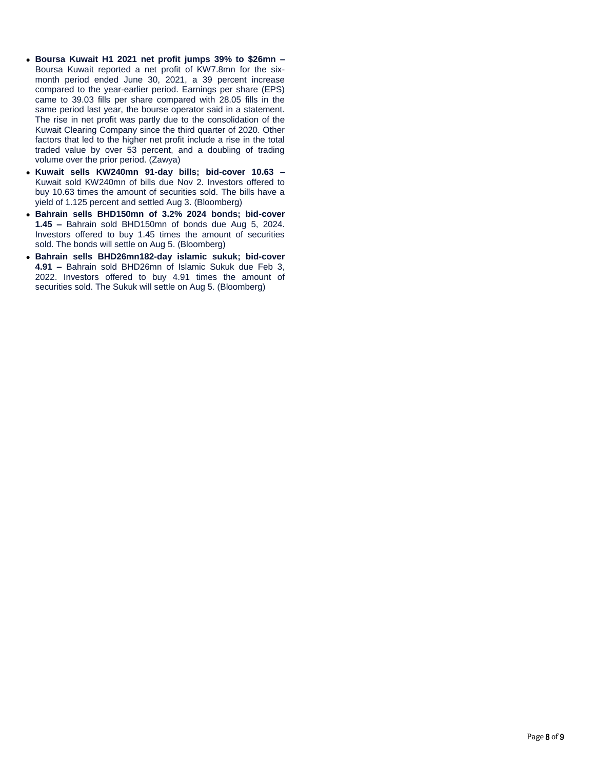- **Boursa Kuwait H1 2021 net profit jumps 39% to $26mn –** Boursa Kuwait reported a net profit of KW7.8mn for the six-month period ended June 30, 2021, a 39 percent increase compared to the year-earlier period. Earnings per share (EPS) came to 39.03 fills per share compared with 28.05 fills in the same period last year, the bourse operator said in a statement. The rise in net profit was partly due to the consolidation of the Kuwait Clearing Company since the third quarter of 2020. Other factors that led to the higher net profit include a rise in the total traded value by over 53 percent, and a doubling of trading volume over the prior period. (Zawya)
- **Kuwait sells KW240mn 91-day bills; bid-cover 10.63 –** Kuwait sold KW240mn of bills due Nov 2. Investors offered to buy 10.63 times the amount of securities sold. The bills have a yield of 1.125 percent and settled Aug 3. (Bloomberg)
- **Bahrain sells BHD150mn of 3.2% 2024 bonds; bid-cover 1.45 –** Bahrain sold BHD150mn of bonds due Aug 5, 2024. Investors offered to buy 1.45 times the amount of securities sold. The bonds will settle on Aug 5. (Bloomberg)
- **Bahrain sells BHD26mn182-day islamic sukuk; bid-cover 4.91 –** Bahrain sold BHD26mn of Islamic Sukuk due Feb 3, 2022. Investors offered to buy 4.91 times the amount of securities sold. The Sukuk will settle on Aug 5. (Bloomberg)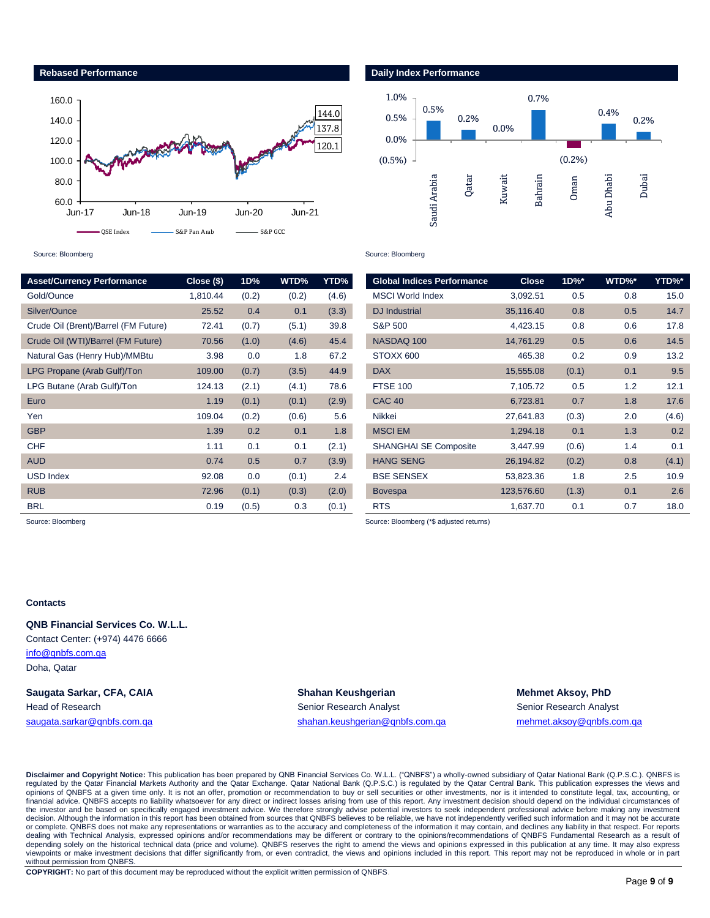**Rebased Performance**

160.0
140.0
120.0
100.0
80.0
60.0
Jun-17
Jun-18
Jun-19
Jun-20
Jun-21
144.0
137.8
120.1
QSE Index
S&P Pan Arab
S&P GCC

Source: Bloomberg

**Daily Index Performance**

1.0%
0.5%
0.0%
(0.5%)
0.5%
0.2%
0.0%
0.7%
(0.2%)
0.4%
0.2%
Saudi Arabia
Qatar
Kuwait
Bahrain
Oman
Abu Dhabi
Dubai

Source: Bloomberg

| Asset/Currency Performance | Close ($) | 1D% | WTD% | YTD% |
|---|---|---|---|---|
| Gold/Ounce | 1,810.44 | (0.2) | (0.2) | (4.6) |
| Silver/Ounce | 25.52 | 0.4 | 0.1 | (3.3) |
| Crude Oil (Brent)/Barrel (FM Future) | 72.41 | (0.7) | (5.1) | 39.8 |
| Crude Oil (WTI)/Barrel (FM Future) | 70.56 | (1.0) | (4.6) | 45.4 |
| Natural Gas (Henry Hub)/MMBtu | 3.98 | 0.0 | 1.8 | 67.2 |
| LPG Propane (Arab Gulf)/Ton | 109.00 | (0.7) | (3.5) | 44.9 |
| LPG Butane (Arab Gulf)/Ton | 124.13 | (2.1) | (4.1) | 78.6 |
| Euro | 1.19 | (0.1) | (0.1) | (2.9) |
| Yen | 109.04 | (0.2) | (0.6) | 5.6 |
| GBP | 1.39 | 0.2 | 0.1 | 1.8 |
| CHF | 1.11 | 0.1 | 0.1 | (2.1) |
| AUD | 0.74 | 0.5 | 0.7 | (3.9) |
| USD Index | 92.08 | 0.0 | (0.1) | 2.4 |
| RUB | 72.96 | (0.1) | (0.3) | (2.0) |
| BRL | 0.19 | (0.5) | 0.3 | (0.1) |

Source: Bloomberg

| Global Indices Performance | Close | 1D%* | WTD%* | YTD%* |
|---|---|---|---|---|
| MSCI World Index | 3,092.51 | 0.5 | 0.8 | 15.0 |
| DJ Industrial | 35,116.40 | 0.8 | 0.5 | 14.7 |
| S&P 500 | 4,423.15 | 0.8 | 0.6 | 17.8 |
| NASDAQ 100 | 14,761.29 | 0.5 | 0.6 | 14.5 |
| STOXX 600 | 465.38 | 0.2 | 0.9 | 13.2 |
| DAX | 15,555.08 | (0.1) | 0.1 | 9.5 |
| FTSE 100 | 7,105.72 | 0.5 | 1.2 | 12.1 |
| CAC 40 | 6,723.81 | 0.7 | 1.8 | 17.6 |
| Nikkei | 27,641.83 | (0.3) | 2.0 | (4.6) |
| MSCI EM | 1,294.18 | 0.1 | 1.3 | 0.2 |
| SHANGHAI SE Composite | 3,447.99 | (0.6) | 1.4 | 0.1 |
| HANG SENG | 26,194.82 | (0.2) | 0.8 | (4.1) |
| BSE SENSEX | 53,823.36 | 1.8 | 2.5 | 10.9 |
| Bovespa | 123,576.60 | (1.3) | 0.1 | 2.6 |
| RTS | 1,637.70 | 0.1 | 0.7 | 18.0 |

Source: Bloomberg (*$ adjusted returns)

**Contacts**

**QNB Financial Services Co. W.L.L.**
Contact Center: (+974) 4476 6666
info@qnbfs.com.qa
Doha, Qatar

**Saugata Sarkar, CFA, CAIA**
Head of Research
saugata.sarkar@qnbfs.com.qa

**Shahan Keushgerian**
Senior Research Analyst
shahan.keushgerian@qnbfs.com.qa

**Mehmet Aksoy, PhD**
Senior Research Analyst
mehmet.aksoy@qnbfs.com.qa

**Disclaimer and Copyright Notice:** This publication has been prepared by QNB Financial Services Co. W.L.L. ("QNBFS") a wholly-owned subsidiary of Qatar National Bank (Q.P.S.C.). QNBFS is regulated by the Qatar Financial Markets Authority and the Qatar Exchange. Qatar National Bank (Q.P.S.C.) is regulated by the Qatar Central Bank. This publication expresses the views and opinions of QNBFS at a given time only. It is not an offer, promotion or recommendation to buy or sell securities or other investments, nor is it intended to constitute legal, tax, accounting, or financial advice. QNBFS accepts no liability whatsoever for any direct or indirect losses arising from use of this report. Any investment decision should depend on the individual circumstances of the investor and be based on specifically engaged investment advice. We therefore strongly advise potential investors to seek independent professional advice before making any investment decision. Although the information in this report has been obtained from sources that QNBFS believes to be reliable, we have not independently verified such information and it may not be accurate or complete. QNBFS does not make any representations or warranties as to the accuracy and completeness of the information it may contain, and declines any liability in that respect. For reports dealing with Technical Analysis, expressed opinions and/or recommendations may be different or contrary to the opinions/recommendations of QNBFS Fundamental Research as a result of depending solely on the historical technical data (price and volume). QNBFS reserves the right to amend the views and opinions expressed in this publication at any time. It may also express viewpoints or make investment decisions that differ significantly from, or even contradict, the views and opinions included in this report. This report may not be reproduced in whole or in part without permission from QNBFS.

**COPYRIGHT:** No part of this document may be reproduced without the explicit written permission of QNBFS